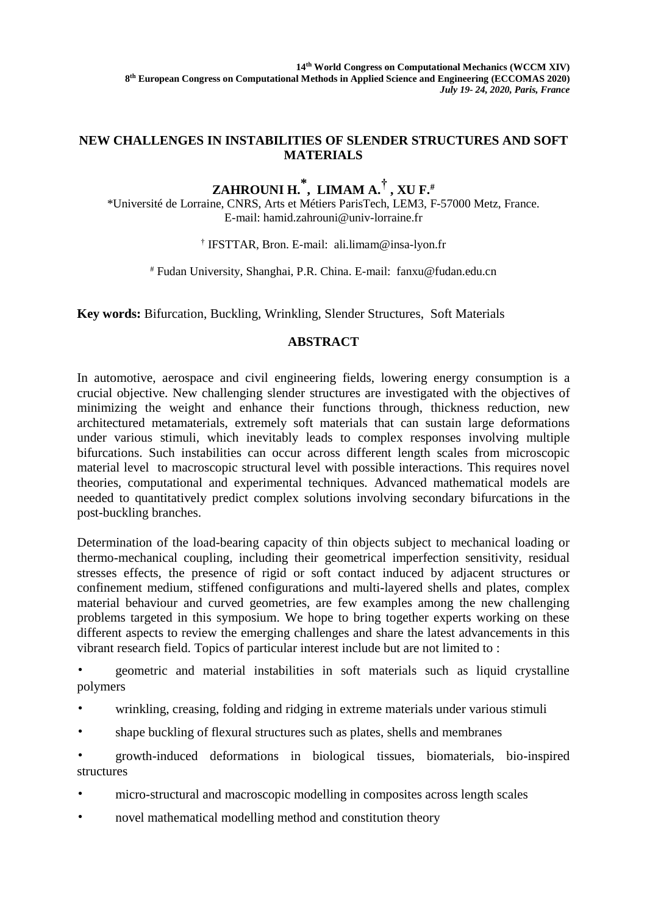14th World Congress on Computational Mechanics (WCCM XIV)
8th European Congress on Computational Methods in Applied Science and Engineering (ECCOMAS 2020)
*July 19- 24, 2020, Paris, France*

# NEW CHALLENGES IN INSTABILITIES OF SLENDER STRUCTURES AND SOFT MATERIALS

**ZAHROUNI H.[*], LIMAM A.[†], XU F.[#]**

[*]Université de Lorraine, CNRS, Arts et Métiers ParisTech, LEM3, F-57000 Metz, France.
E-mail: hamid.zahrouni@univ-lorraine.fr

[†] IFSTTAR, Bron. E-mail: ali.limam@insa-lyon.fr

[#] Fudan University, Shanghai, P.R. China. E-mail: fanxu@fudan.edu.cn

**Key words:** Bifurcation, Buckling, Wrinkling, Slender Structures, Soft Materials

## ABSTRACT

In automotive, aerospace and civil engineering fields, lowering energy consumption is a crucial objective. New challenging slender structures are investigated with the objectives of minimizing the weight and enhance their functions through, thickness reduction, new architectured metamaterials, extremely soft materials that can sustain large deformations under various stimuli, which inevitably leads to complex responses involving multiple bifurcations. Such instabilities can occur across different length scales from microscopic material level to macroscopic structural level with possible interactions. This requires novel theories, computational and experimental techniques. Advanced mathematical models are needed to quantitatively predict complex solutions involving secondary bifurcations in the post-buckling branches.

Determination of the load-bearing capacity of thin objects subject to mechanical loading or thermo-mechanical coupling, including their geometrical imperfection sensitivity, residual stresses effects, the presence of rigid or soft contact induced by adjacent structures or confinement medium, stiffened configurations and multi-layered shells and plates, complex material behaviour and curved geometries, are few examples among the new challenging problems targeted in this symposium. We hope to bring together experts working on these different aspects to review the emerging challenges and share the latest advancements in this vibrant research field. Topics of particular interest include but are not limited to :

- geometric and material instabilities in soft materials such as liquid crystalline polymers
- wrinkling, creasing, folding and ridging in extreme materials under various stimuli
- shape buckling of flexural structures such as plates, shells and membranes
- growth-induced deformations in biological tissues, biomaterials, bio-inspired structures
- micro-structural and macroscopic modelling in composites across length scales
- novel mathematical modelling method and constitution theory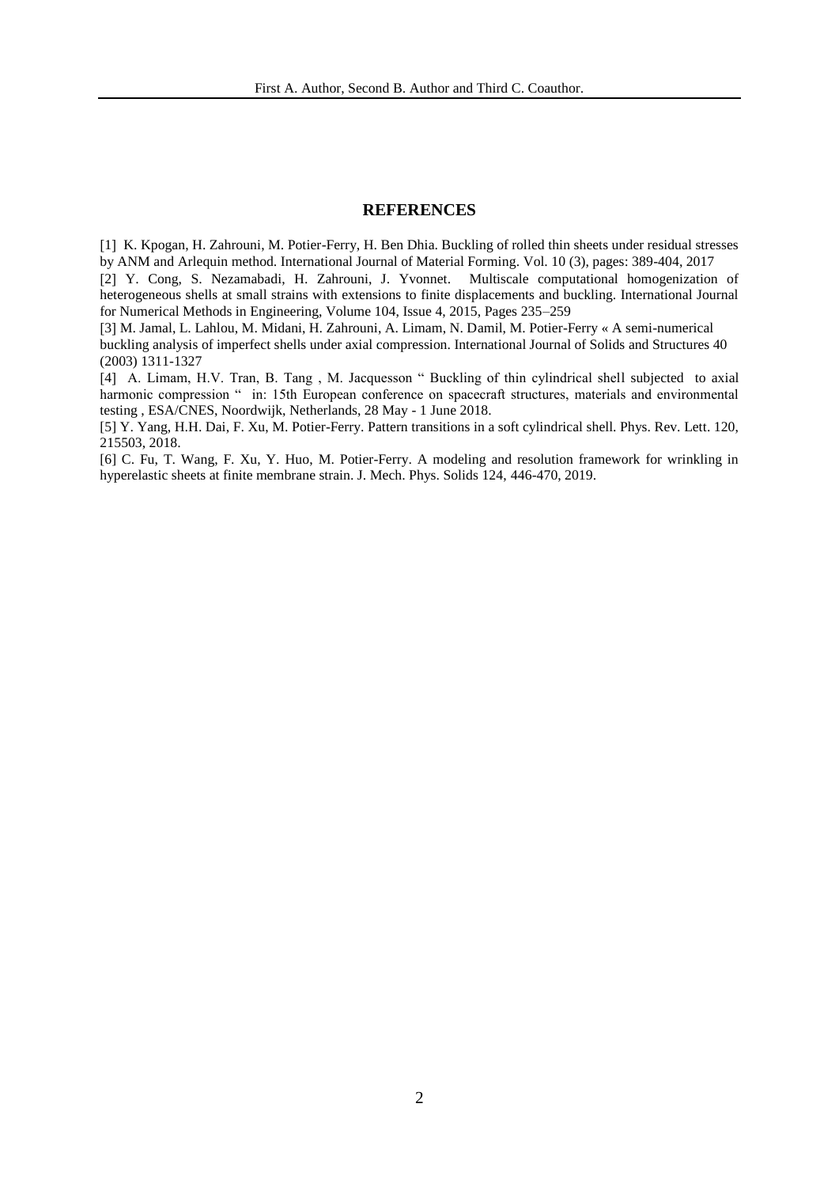## REFERENCES

[1] K. Kpogan, H. Zahrouni, M. Potier-Ferry, H. Ben Dhia. Buckling of rolled thin sheets under residual stresses by ANM and Arlequin method. International Journal of Material Forming. Vol. 10 (3), pages: 389-404, 2017

[2] Y. Cong, S. Nezamabadi, H. Zahrouni, J. Yvonnet. Multiscale computational homogenization of heterogeneous shells at small strains with extensions to finite displacements and buckling. International Journal for Numerical Methods in Engineering, Volume 104, Issue 4, 2015, Pages 235–259

[3] M. Jamal, L. Lahlou, M. Midani, H. Zahrouni, A. Limam, N. Damil, M. Potier-Ferry « A semi-numerical buckling analysis of imperfect shells under axial compression. International Journal of Solids and Structures 40 (2003) 1311-1327

[4] A. Limam, H.V. Tran, B. Tang , M. Jacquesson " Buckling of thin cylindrical shell subjected to axial harmonic compression " in: 15th European conference on spacecraft structures, materials and environmental testing , ESA/CNES, Noordwijk, Netherlands, 28 May - 1 June 2018.

[5] Y. Yang, H.H. Dai, F. Xu, M. Potier-Ferry. Pattern transitions in a soft cylindrical shell. Phys. Rev. Lett. 120, 215503, 2018.

[6] C. Fu, T. Wang, F. Xu, Y. Huo, M. Potier-Ferry. A modeling and resolution framework for wrinkling in hyperelastic sheets at finite membrane strain. J. Mech. Phys. Solids 124, 446-470, 2019.